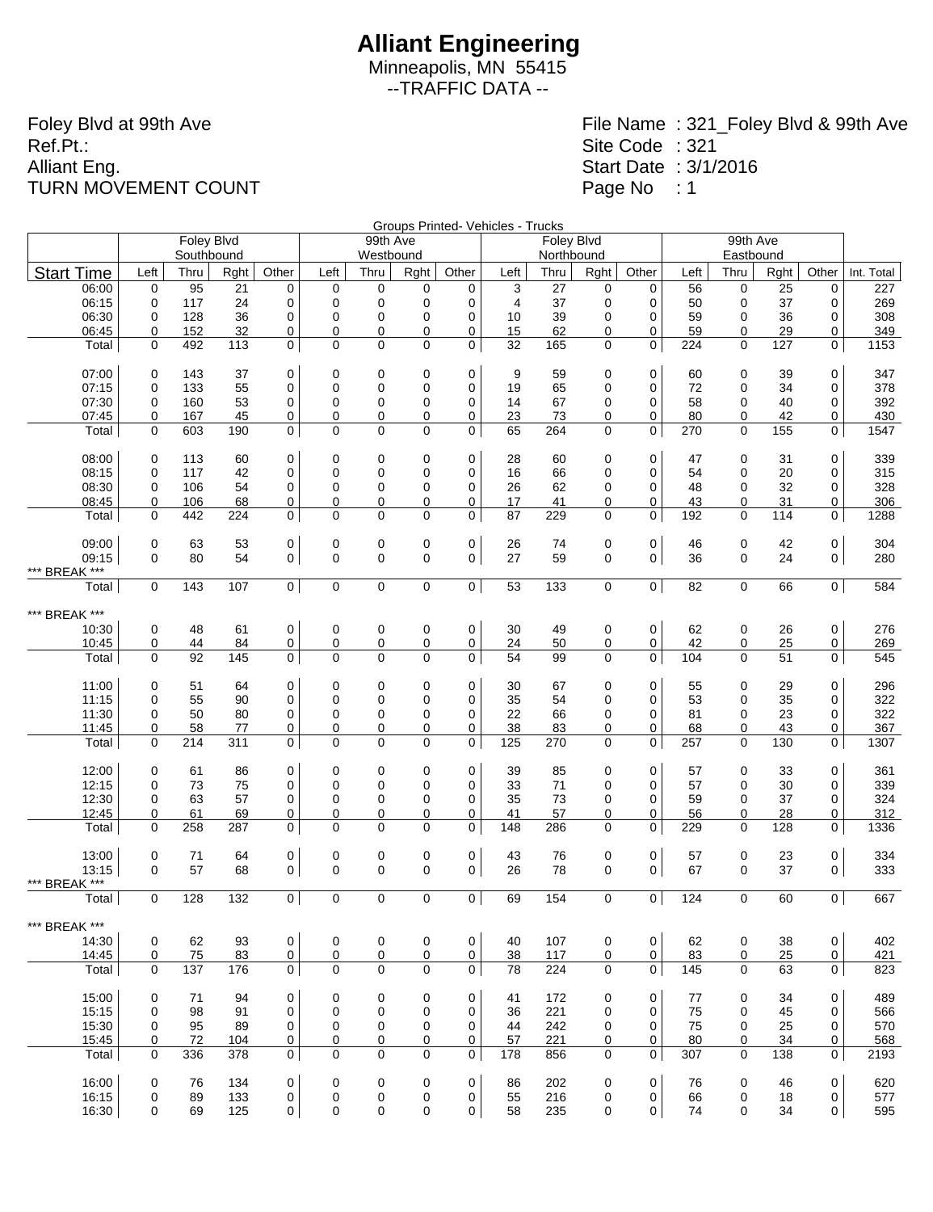# Alliant Engineering

Minneapolis, MN 55415

--TRAFFIC DATA --

Foley Blvd at 99th Ave
Ref.Pt.:
Alliant Eng.
TURN MOVEMENT COUNT

File Name : 321_Foley Blvd & 99th Ave
Site Code : 321
Start Date : 3/1/2016
Page No : 1

Groups Printed- Vehicles - Trucks

| | Foley Blvd Southbound | | | | 99th Ave Westbound | | | | Foley Blvd Northbound | | | | 99th Ave Eastbound | | | | |
|---|---|---|---|---|---|---|---|---|---|---|---|---|---|---|---|---|---|
| Start Time | Left | Thru | Rght | Other | Left | Thru | Rght | Other | Left | Thru | Rght | Other | Left | Thru | Rght | Other | Int. Total |
| 06:00 | 0 | 95 | 21 | 0 | 0 | 0 | 0 | 0 | 3 | 27 | 0 | 0 | 56 | 0 | 25 | 0 | 227 |
| 06:15 | 0 | 117 | 24 | 0 | 0 | 0 | 0 | 0 | 4 | 37 | 0 | 0 | 50 | 0 | 37 | 0 | 269 |
| 06:30 | 0 | 128 | 36 | 0 | 0 | 0 | 0 | 0 | 10 | 39 | 0 | 0 | 59 | 0 | 36 | 0 | 308 |
| 06:45 | 0 | 152 | 32 | 0 | 0 | 0 | 0 | 0 | 15 | 62 | 0 | 0 | 59 | 0 | 29 | 0 | 349 |
| Total | 0 | 492 | 113 | 0 | 0 | 0 | 0 | 0 | 32 | 165 | 0 | 0 | 224 | 0 | 127 | 0 | 1153 |
| | | | | | | | | | | | | | | | | | |
| 07:00 | 0 | 143 | 37 | 0 | 0 | 0 | 0 | 0 | 9 | 59 | 0 | 0 | 60 | 0 | 39 | 0 | 347 |
| 07:15 | 0 | 133 | 55 | 0 | 0 | 0 | 0 | 0 | 19 | 65 | 0 | 0 | 72 | 0 | 34 | 0 | 378 |
| 07:30 | 0 | 160 | 53 | 0 | 0 | 0 | 0 | 0 | 14 | 67 | 0 | 0 | 58 | 0 | 40 | 0 | 392 |
| 07:45 | 0 | 167 | 45 | 0 | 0 | 0 | 0 | 0 | 23 | 73 | 0 | 0 | 80 | 0 | 42 | 0 | 430 |
| Total | 0 | 603 | 190 | 0 | 0 | 0 | 0 | 0 | 65 | 264 | 0 | 0 | 270 | 0 | 155 | 0 | 1547 |
| | | | | | | | | | | | | | | | | | |
| 08:00 | 0 | 113 | 60 | 0 | 0 | 0 | 0 | 0 | 28 | 60 | 0 | 0 | 47 | 0 | 31 | 0 | 339 |
| 08:15 | 0 | 117 | 42 | 0 | 0 | 0 | 0 | 0 | 16 | 66 | 0 | 0 | 54 | 0 | 20 | 0 | 315 |
| 08:30 | 0 | 106 | 54 | 0 | 0 | 0 | 0 | 0 | 26 | 62 | 0 | 0 | 48 | 0 | 32 | 0 | 328 |
| 08:45 | 0 | 106 | 68 | 0 | 0 | 0 | 0 | 0 | 17 | 41 | 0 | 0 | 43 | 0 | 31 | 0 | 306 |
| Total | 0 | 442 | 224 | 0 | 0 | 0 | 0 | 0 | 87 | 229 | 0 | 0 | 192 | 0 | 114 | 0 | 1288 |
| | | | | | | | | | | | | | | | | | |
| 09:00 | 0 | 63 | 53 | 0 | 0 | 0 | 0 | 0 | 26 | 74 | 0 | 0 | 46 | 0 | 42 | 0 | 304 |
| 09:15 | 0 | 80 | 54 | 0 | 0 | 0 | 0 | 0 | 27 | 59 | 0 | 0 | 36 | 0 | 24 | 0 | 280 |
| *** BREAK *** | | | | | | | | | | | | | | | | | |
| Total | 0 | 143 | 107 | 0 | 0 | 0 | 0 | 0 | 53 | 133 | 0 | 0 | 82 | 0 | 66 | 0 | 584 |
| | | | | | | | | | | | | | | | | | |
| *** BREAK *** | | | | | | | | | | | | | | | | | |
| 10:30 | 0 | 48 | 61 | 0 | 0 | 0 | 0 | 0 | 30 | 49 | 0 | 0 | 62 | 0 | 26 | 0 | 276 |
| 10:45 | 0 | 44 | 84 | 0 | 0 | 0 | 0 | 0 | 24 | 50 | 0 | 0 | 42 | 0 | 25 | 0 | 269 |
| Total | 0 | 92 | 145 | 0 | 0 | 0 | 0 | 0 | 54 | 99 | 0 | 0 | 104 | 0 | 51 | 0 | 545 |
| | | | | | | | | | | | | | | | | | |
| 11:00 | 0 | 51 | 64 | 0 | 0 | 0 | 0 | 0 | 30 | 67 | 0 | 0 | 55 | 0 | 29 | 0 | 296 |
| 11:15 | 0 | 55 | 90 | 0 | 0 | 0 | 0 | 0 | 35 | 54 | 0 | 0 | 53 | 0 | 35 | 0 | 322 |
| 11:30 | 0 | 50 | 80 | 0 | 0 | 0 | 0 | 0 | 22 | 66 | 0 | 0 | 81 | 0 | 23 | 0 | 322 |
| 11:45 | 0 | 58 | 77 | 0 | 0 | 0 | 0 | 0 | 38 | 83 | 0 | 0 | 68 | 0 | 43 | 0 | 367 |
| Total | 0 | 214 | 311 | 0 | 0 | 0 | 0 | 0 | 125 | 270 | 0 | 0 | 257 | 0 | 130 | 0 | 1307 |
| | | | | | | | | | | | | | | | | | |
| 12:00 | 0 | 61 | 86 | 0 | 0 | 0 | 0 | 0 | 39 | 85 | 0 | 0 | 57 | 0 | 33 | 0 | 361 |
| 12:15 | 0 | 73 | 75 | 0 | 0 | 0 | 0 | 0 | 33 | 71 | 0 | 0 | 57 | 0 | 30 | 0 | 339 |
| 12:30 | 0 | 63 | 57 | 0 | 0 | 0 | 0 | 0 | 35 | 73 | 0 | 0 | 59 | 0 | 37 | 0 | 324 |
| 12:45 | 0 | 61 | 69 | 0 | 0 | 0 | 0 | 0 | 41 | 57 | 0 | 0 | 56 | 0 | 28 | 0 | 312 |
| Total | 0 | 258 | 287 | 0 | 0 | 0 | 0 | 0 | 148 | 286 | 0 | 0 | 229 | 0 | 128 | 0 | 1336 |
| | | | | | | | | | | | | | | | | | |
| 13:00 | 0 | 71 | 64 | 0 | 0 | 0 | 0 | 0 | 43 | 76 | 0 | 0 | 57 | 0 | 23 | 0 | 334 |
| 13:15 | 0 | 57 | 68 | 0 | 0 | 0 | 0 | 0 | 26 | 78 | 0 | 0 | 67 | 0 | 37 | 0 | 333 |
| *** BREAK *** | | | | | | | | | | | | | | | | | |
| Total | 0 | 128 | 132 | 0 | 0 | 0 | 0 | 0 | 69 | 154 | 0 | 0 | 124 | 0 | 60 | 0 | 667 |
| | | | | | | | | | | | | | | | | | |
| *** BREAK *** | | | | | | | | | | | | | | | | | |
| 14:30 | 0 | 62 | 93 | 0 | 0 | 0 | 0 | 0 | 40 | 107 | 0 | 0 | 62 | 0 | 38 | 0 | 402 |
| 14:45 | 0 | 75 | 83 | 0 | 0 | 0 | 0 | 0 | 38 | 117 | 0 | 0 | 83 | 0 | 25 | 0 | 421 |
| Total | 0 | 137 | 176 | 0 | 0 | 0 | 0 | 0 | 78 | 224 | 0 | 0 | 145 | 0 | 63 | 0 | 823 |
| | | | | | | | | | | | | | | | | | |
| 15:00 | 0 | 71 | 94 | 0 | 0 | 0 | 0 | 0 | 41 | 172 | 0 | 0 | 77 | 0 | 34 | 0 | 489 |
| 15:15 | 0 | 98 | 91 | 0 | 0 | 0 | 0 | 0 | 36 | 221 | 0 | 0 | 75 | 0 | 45 | 0 | 566 |
| 15:30 | 0 | 95 | 89 | 0 | 0 | 0 | 0 | 0 | 44 | 242 | 0 | 0 | 75 | 0 | 25 | 0 | 570 |
| 15:45 | 0 | 72 | 104 | 0 | 0 | 0 | 0 | 0 | 57 | 221 | 0 | 0 | 80 | 0 | 34 | 0 | 568 |
| Total | 0 | 336 | 378 | 0 | 0 | 0 | 0 | 0 | 178 | 856 | 0 | 0 | 307 | 0 | 138 | 0 | 2193 |
| | | | | | | | | | | | | | | | | | |
| 16:00 | 0 | 76 | 134 | 0 | 0 | 0 | 0 | 0 | 86 | 202 | 0 | 0 | 76 | 0 | 46 | 0 | 620 |
| 16:15 | 0 | 89 | 133 | 0 | 0 | 0 | 0 | 0 | 55 | 216 | 0 | 0 | 66 | 0 | 18 | 0 | 577 |
| 16:30 | 0 | 69 | 125 | 0 | 0 | 0 | 0 | 0 | 58 | 235 | 0 | 0 | 74 | 0 | 34 | 0 | 595 |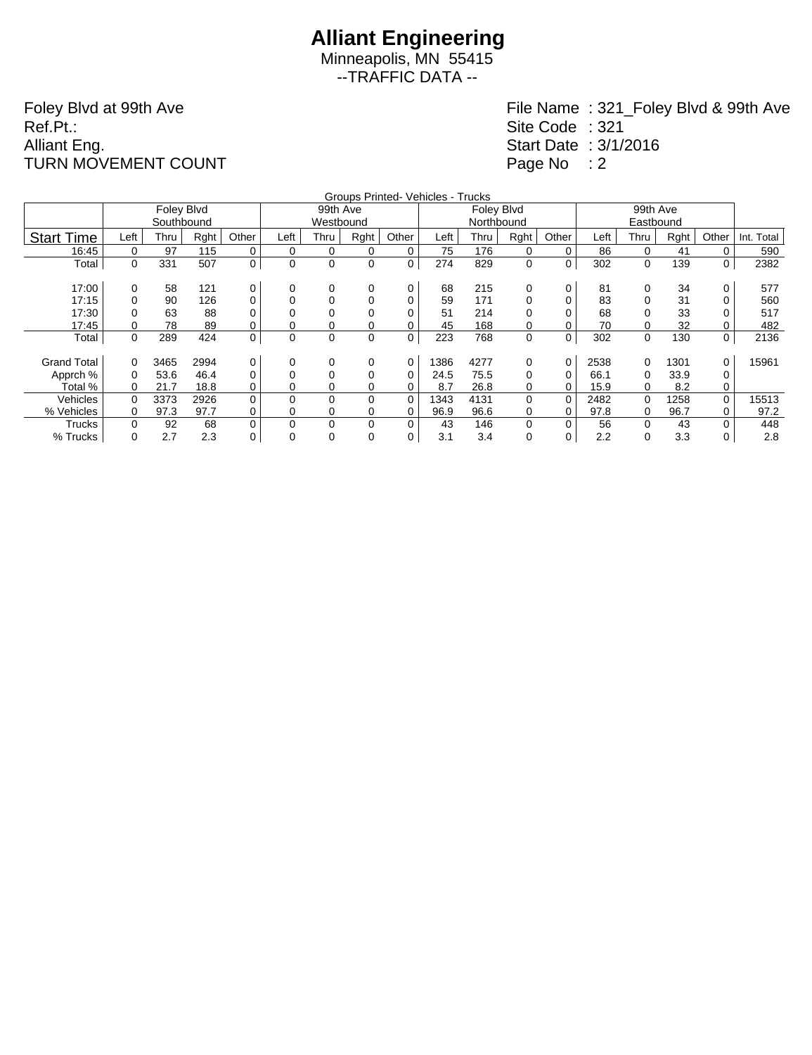# Alliant Engineering

Minneapolis, MN 55415

--TRAFFIC DATA --

Foley Blvd at 99th Ave
Ref.Pt.:
Alliant Eng.
TURN MOVEMENT COUNT

File Name : 321_Foley Blvd & 99th Ave
Site Code : 321
Start Date : 3/1/2016
Page No : 2

Groups Printed- Vehicles - Trucks

| | Foley Blvd Southbound | | | | 99th Ave Westbound | | | | Foley Blvd Northbound | | | | 99th Ave Eastbound | | | | |
|---|---|---|---|---|---|---|---|---|---|---|---|---|---|---|---|---|---|
| Start Time | Left | Thru | Rght | Other | Left | Thru | Rght | Other | Left | Thru | Rght | Other | Left | Thru | Rght | Other | Int. Total |
| 16:45 | 0 | 97 | 115 | 0 | 0 | 0 | 0 | 0 | 75 | 176 | 0 | 0 | 86 | 0 | 41 | 0 | 590 |
| Total | 0 | 331 | 507 | 0 | 0 | 0 | 0 | 0 | 274 | 829 | 0 | 0 | 302 | 0 | 139 | 0 | 2382 |
| | | | | | | | | | | | | | | | | | |
| 17:00 | 0 | 58 | 121 | 0 | 0 | 0 | 0 | 0 | 68 | 215 | 0 | 0 | 81 | 0 | 34 | 0 | 577 |
| 17:15 | 0 | 90 | 126 | 0 | 0 | 0 | 0 | 0 | 59 | 171 | 0 | 0 | 83 | 0 | 31 | 0 | 560 |
| 17:30 | 0 | 63 | 88 | 0 | 0 | 0 | 0 | 0 | 51 | 214 | 0 | 0 | 68 | 0 | 33 | 0 | 517 |
| 17:45 | 0 | 78 | 89 | 0 | 0 | 0 | 0 | 0 | 45 | 168 | 0 | 0 | 70 | 0 | 32 | 0 | 482 |
| Total | 0 | 289 | 424 | 0 | 0 | 0 | 0 | 0 | 223 | 768 | 0 | 0 | 302 | 0 | 130 | 0 | 2136 |
| | | | | | | | | | | | | | | | | | |
| Grand Total | 0 | 3465 | 2994 | 0 | 0 | 0 | 0 | 0 | 1386 | 4277 | 0 | 0 | 2538 | 0 | 1301 | 0 | 15961 |
| Apprch % | 0 | 53.6 | 46.4 | 0 | 0 | 0 | 0 | 0 | 24.5 | 75.5 | 0 | 0 | 66.1 | 0 | 33.9 | 0 | |
| Total % | 0 | 21.7 | 18.8 | 0 | 0 | 0 | 0 | 0 | 8.7 | 26.8 | 0 | 0 | 15.9 | 0 | 8.2 | 0 | |
| Vehicles | 0 | 3373 | 2926 | 0 | 0 | 0 | 0 | 0 | 1343 | 4131 | 0 | 0 | 2482 | 0 | 1258 | 0 | 15513 |
| % Vehicles | 0 | 97.3 | 97.7 | 0 | 0 | 0 | 0 | 0 | 96.9 | 96.6 | 0 | 0 | 97.8 | 0 | 96.7 | 0 | 97.2 |
| Trucks | 0 | 92 | 68 | 0 | 0 | 0 | 0 | 0 | 43 | 146 | 0 | 0 | 56 | 0 | 43 | 0 | 448 |
| % Trucks | 0 | 2.7 | 2.3 | 0 | 0 | 0 | 0 | 0 | 3.1 | 3.4 | 0 | 0 | 2.2 | 0 | 3.3 | 0 | 2.8 |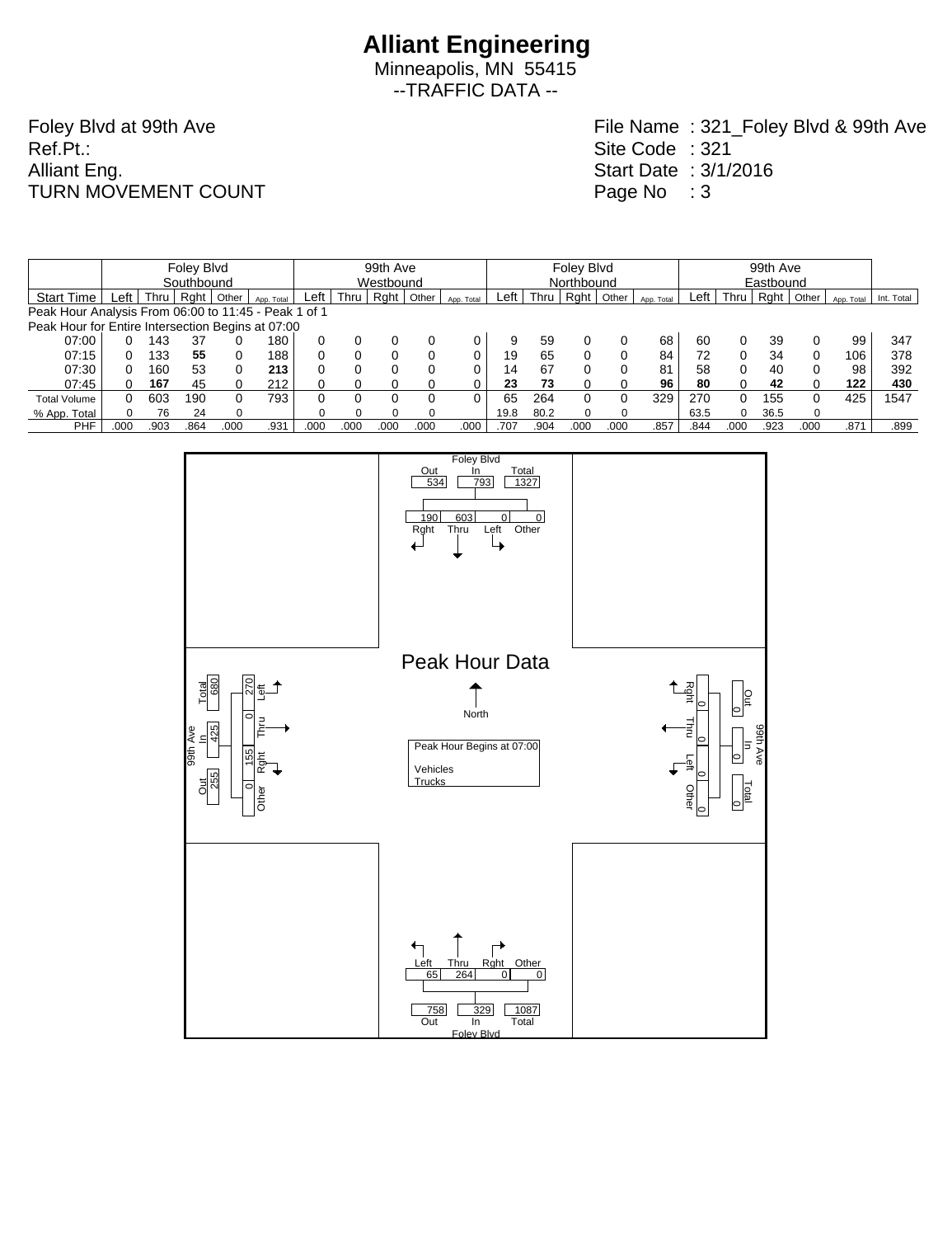# Alliant Engineering

Minneapolis, MN 55415

--TRAFFIC DATA --

Foley Blvd at 99th Ave
Ref.Pt.:
Alliant Eng.
TURN MOVEMENT COUNT

File Name : 321_Foley Blvd & 99th Ave
Site Code : 321
Start Date : 3/1/2016
Page No : 3

| | Foley Blvd Southbound | | | | | 99th Ave Westbound | | | | | Foley Blvd Northbound | | | | | 99th Ave Eastbound | | | | | |
|---|---|---|---|---|---|---|---|---|---|---|---|---|---|---|---|---|---|---|---|---|---|
| Start Time | Left | Thru | Rght | Other | App. Total | Left | Thru | Rght | Other | App. Total | Left | Thru | Rght | Other | App. Total | Left | Thru | Rght | Other | App. Total | Int. Total |
| Peak Hour Analysis From 06:00 to 11:45 - Peak 1 of 1 | | | | | | | | | | | | | | | | | | | | | |
| Peak Hour for Entire Intersection Begins at 07:00 | | | | | | | | | | | | | | | | | | | | | |
| 07:00 | 0 | 143 | 37 | 0 | 180 | 0 | 0 | 0 | 0 | 0 | 9 | 59 | 0 | 0 | 68 | 60 | 0 | 39 | 0 | 99 | 347 |
| 07:15 | 0 | 133 | **55** | 0 | 188 | 0 | 0 | 0 | 0 | 0 | 19 | 65 | 0 | 0 | 84 | 72 | 0 | 34 | 0 | 106 | 378 |
| 07:30 | 0 | 160 | 53 | 0 | **213** | 0 | 0 | 0 | 0 | 0 | 14 | 67 | 0 | 0 | 81 | 58 | 0 | 40 | 0 | 98 | 392 |
| 07:45 | 0 | **167** | 45 | 0 | 212 | 0 | 0 | 0 | 0 | 0 | **23** | **73** | 0 | 0 | **96** | **80** | 0 | **42** | 0 | **122** | **430** |
| Total Volume | 0 | 603 | 190 | 0 | 793 | 0 | 0 | 0 | 0 | 0 | 65 | 264 | 0 | 0 | 329 | 270 | 0 | 155 | 0 | 425 | 1547 |
| % App. Total | 0 | 76 | 24 | 0 | | 0 | 0 | 0 | 0 | | 19.8 | 80.2 | 0 | 0 | | 63.5 | 0 | 36.5 | 0 | | |
| PHF | .000 | .903 | .864 | .000 | .931 | .000 | .000 | .000 | .000 | .000 | .707 | .904 | .000 | .000 | .857 | .844 | .000 | .923 | .000 | .871 | .899 |

## Peak Hour Data

Peak Hour Begins at 07:00

Vehicles
Trucks

**Foley Blvd (North):** Out 534, In 793, Total 1327 — Rght 190, Thru 603, Left 0, Other 0

**99th Ave (West):** Total 680, In 425, Out 255 — Left 270, Thru 0, Rght 155, Other 0

**99th Ave (East):** Out 0, In 0, Total 0 — Rght 0, Thru 0, Left 0, Other 0

**Foley Blvd (South):** Out 758, In 329, Total 1087 — Left 65, Thru 264, Rght 0, Other 0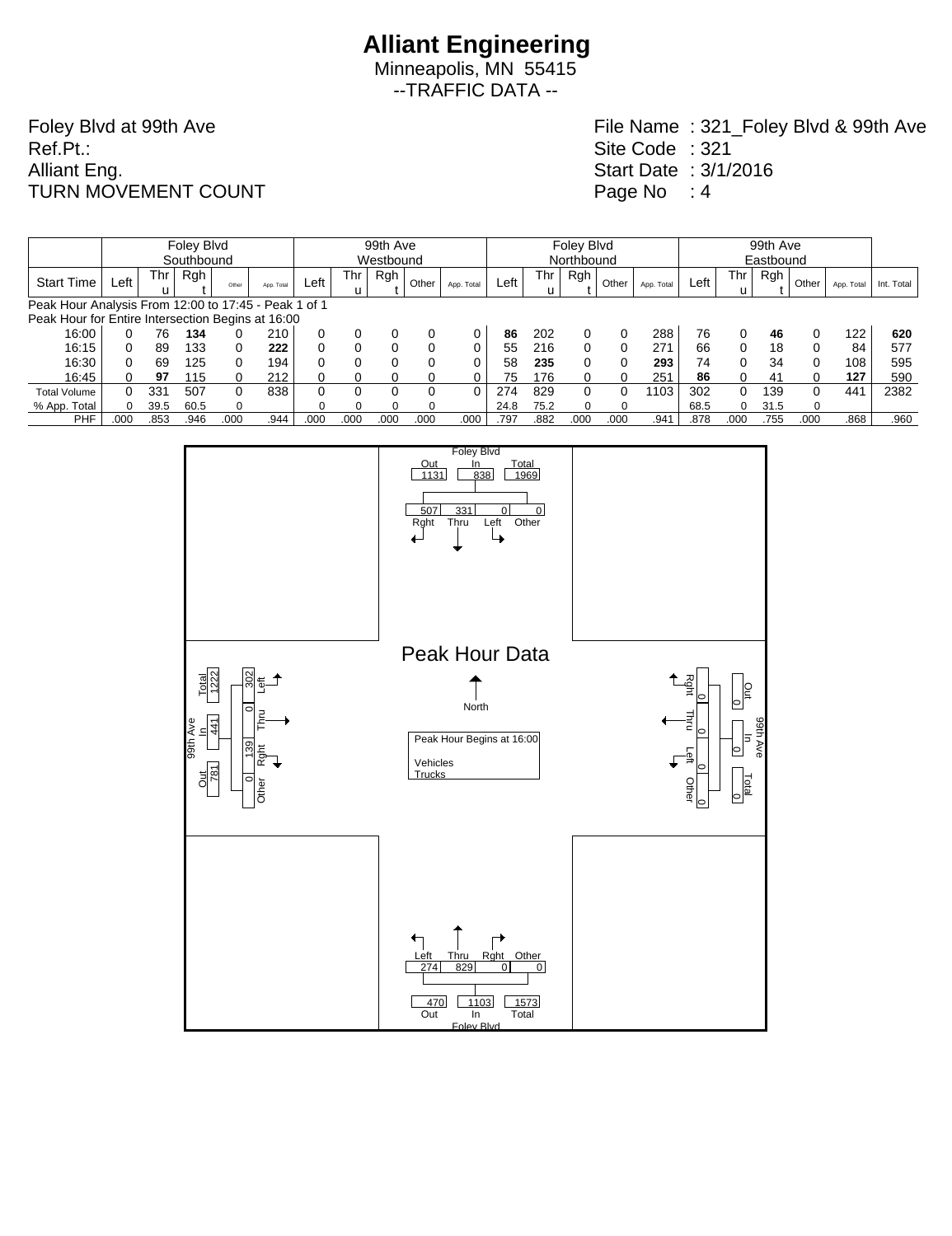# Alliant Engineering

Minneapolis, MN 55415

--TRAFFIC DATA --

Foley Blvd at 99th Ave
Ref.Pt.:
Alliant Eng.
TURN MOVEMENT COUNT

File Name : 321_Foley Blvd & 99th Ave
Site Code : 321
Start Date : 3/1/2016
Page No : 4

| | Foley Blvd Southbound | | | | | 99th Ave Westbound | | | | | Foley Blvd Northbound | | | | | 99th Ave Eastbound | | | | | |
|---|---|---|---|---|---|---|---|---|---|---|---|---|---|---|---|---|---|---|---|---|---|
| Start Time | Left | Thru | Rght | Other | App. Total | Left | Thru | Rght | Other | App. Total | Left | Thru | Rght | Other | App. Total | Left | Thru | Rght | Other | App. Total | Int. Total |
| Peak Hour Analysis From 12:00 to 17:45 - Peak 1 of 1 | | | | | | | | | | | | | | | | | | | | | |
| Peak Hour for Entire Intersection Begins at 16:00 | | | | | | | | | | | | | | | | | | | | | |
| 16:00 | 0 | 76 | **134** | 0 | 210 | 0 | 0 | 0 | 0 | 0 | **86** | 202 | 0 | 0 | 288 | 76 | 0 | **46** | 0 | 122 | **620** |
| 16:15 | 0 | 89 | 133 | 0 | **222** | 0 | 0 | 0 | 0 | 0 | 55 | 216 | 0 | 0 | 271 | 66 | 0 | 18 | 0 | 84 | 577 |
| 16:30 | 0 | 69 | 125 | 0 | 194 | 0 | 0 | 0 | 0 | 0 | 58 | **235** | 0 | 0 | **293** | 74 | 0 | 34 | 0 | 108 | 595 |
| 16:45 | 0 | **97** | 115 | 0 | 212 | 0 | 0 | 0 | 0 | 0 | 75 | 176 | 0 | 0 | 251 | **86** | 0 | 41 | 0 | **127** | 590 |
| Total Volume | 0 | 331 | 507 | 0 | 838 | 0 | 0 | 0 | 0 | 0 | 274 | 829 | 0 | 0 | 1103 | 302 | 0 | 139 | 0 | 441 | 2382 |
| % App. Total | 0 | 39.5 | 60.5 | 0 | | 0 | 0 | 0 | 0 | | 24.8 | 75.2 | 0 | 0 | | 68.5 | 0 | 31.5 | 0 | | |
| PHF | .000 | .853 | .946 | .000 | .944 | .000 | .000 | .000 | .000 | .000 | .797 | .882 | .000 | .000 | .941 | .878 | .000 | .755 | .000 | .868 | .960 |

Foley Blvd
Out 1131 In 838 Total 1969
507 Rght 331 Thru 0 Left 0 Other

Peak Hour Data

North

Peak Hour Begins at 16:00
Vehicles
Trucks

99th Ave
Total 1222 In 441 Out 781
302 Left 0 Thru 139 Rght 0 Other

99th Ave
Out 0 In 0 Total 0
0 Rght 0 Thru 0 Left 0 Other

Left 274 Thru 829 Rght 0 Other 0
Out 470 In 1103 Total 1573
Foley Blvd